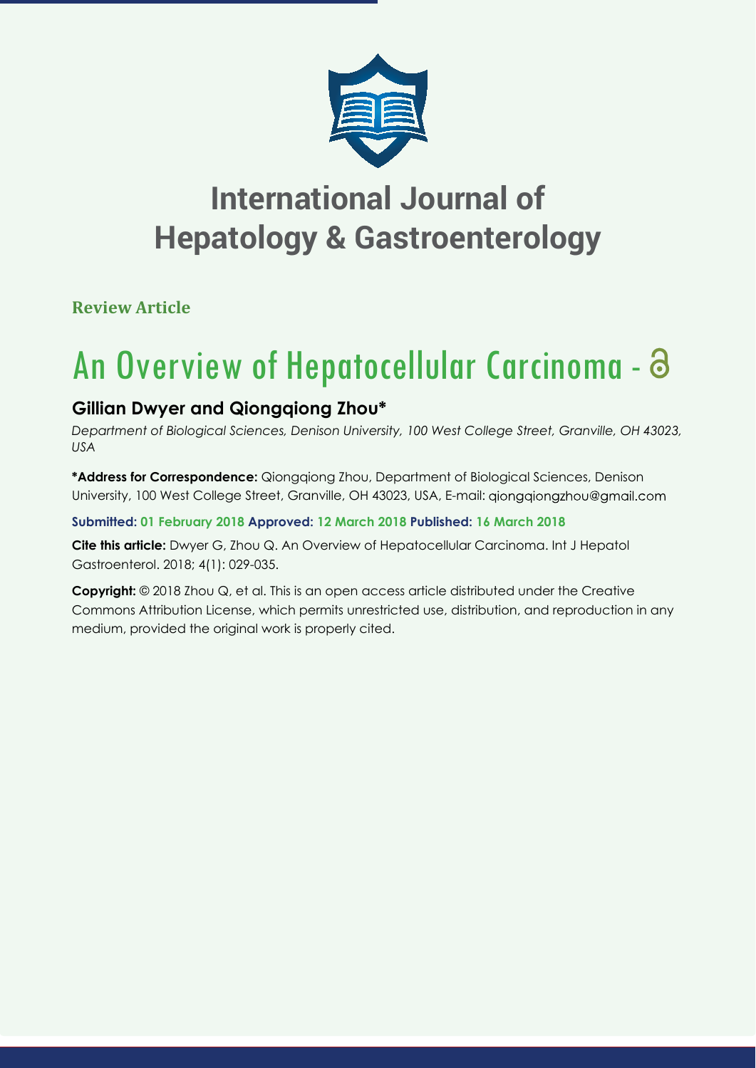# International Journal of Hepatology & Gastroenterology

**Review Article**

# An Overview of Hepatocellular Carcinoma

## Gillian Dwyer and Qiongqiong Zhou*

*Department of Biological Sciences, Denison University, 100 West College Street, Granville, OH 43023, USA*

**\*Address for Correspondence:** Qiongqiong Zhou, Department of Biological Sciences, Denison University, 100 West College Street, Granville, OH 43023, USA, E-mail: qiongqiongzhou@gmail.com

**Submitted: 01 February 2018 Approved: 12 March 2018 Published: 16 March 2018**

**Cite this article:** Dwyer G, Zhou Q. An Overview of Hepatocellular Carcinoma. Int J Hepatol Gastroenterol. 2018; 4(1): 029-035.

**Copyright:** © 2018 Zhou Q, et al. This is an open access article distributed under the Creative Commons Attribution License, which permits unrestricted use, distribution, and reproduction in any medium, provided the original work is properly cited.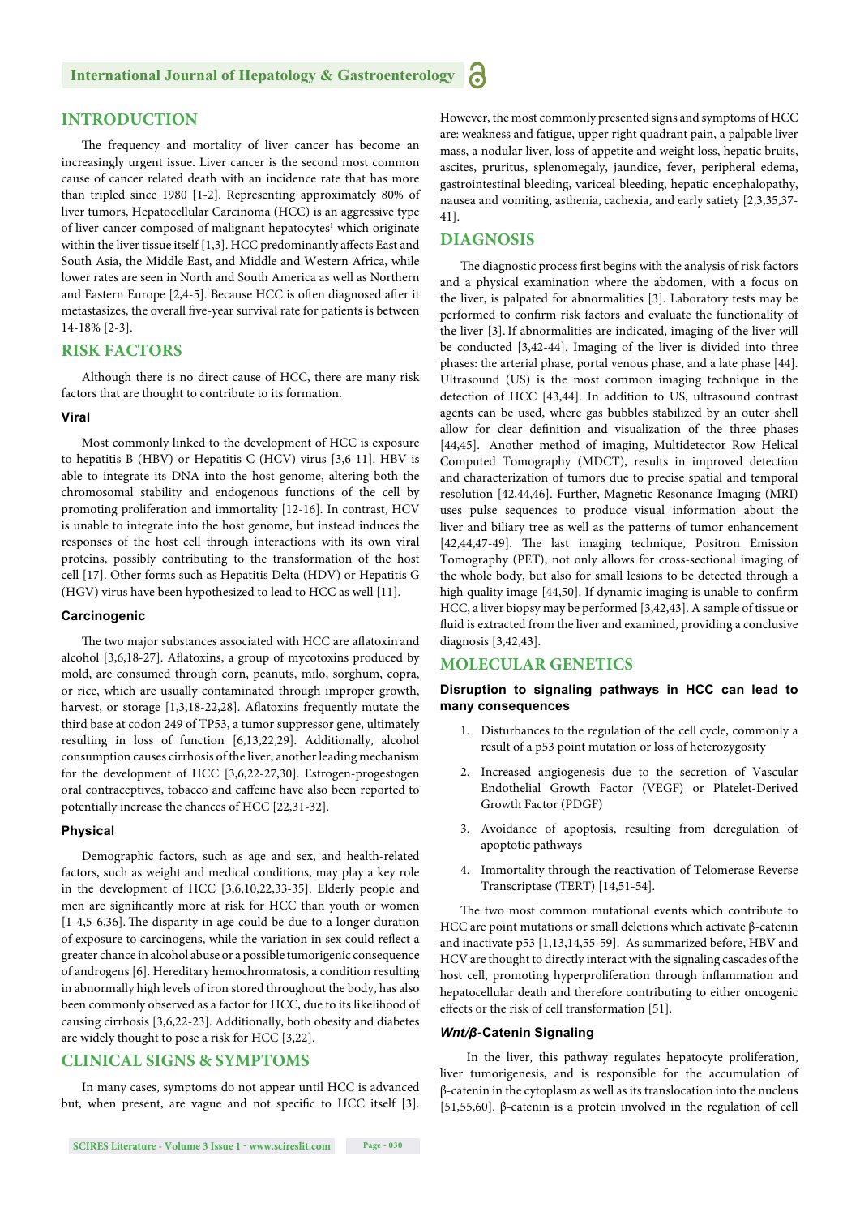## INTRODUCTION

The frequency and mortality of liver cancer has become an increasingly urgent issue. Liver cancer is the second most common cause of cancer related death with an incidence rate that has more than tripled since 1980 [1-2]. Representing approximately 80% of liver tumors, Hepatocellular Carcinoma (HCC) is an aggressive type of liver cancer composed of malignant hepatocytes[1] which originate within the liver tissue itself [1,3]. HCC predominantly affects East and South Asia, the Middle East, and Middle and Western Africa, while lower rates are seen in North and South America as well as Northern and Eastern Europe [2,4-5]. Because HCC is often diagnosed after it metastasizes, the overall five-year survival rate for patients is between 14-18% [2-3].

## RISK FACTORS

Although there is no direct cause of HCC, there are many risk factors that are thought to contribute to its formation.

### Viral

Most commonly linked to the development of HCC is exposure to hepatitis B (HBV) or Hepatitis C (HCV) virus [3,6-11]. HBV is able to integrate its DNA into the host genome, altering both the chromosomal stability and endogenous functions of the cell by promoting proliferation and immortality [12-16]. In contrast, HCV is unable to integrate into the host genome, but instead induces the responses of the host cell through interactions with its own viral proteins, possibly contributing to the transformation of the host cell [17]. Other forms such as Hepatitis Delta (HDV) or Hepatitis G (HGV) virus have been hypothesized to lead to HCC as well [11].

### Carcinogenic

The two major substances associated with HCC are aflatoxin and alcohol [3,6,18-27]. Aflatoxins, a group of mycotoxins produced by mold, are consumed through corn, peanuts, milo, sorghum, copra, or rice, which are usually contaminated through improper growth, harvest, or storage [1,3,18-22,28]. Aflatoxins frequently mutate the third base at codon 249 of TP53, a tumor suppressor gene, ultimately resulting in loss of function [6,13,22,29]. Additionally, alcohol consumption causes cirrhosis of the liver, another leading mechanism for the development of HCC [3,6,22-27,30]. Estrogen-progestogen oral contraceptives, tobacco and caffeine have also been reported to potentially increase the chances of HCC [22,31-32].

### Physical

Demographic factors, such as age and sex, and health-related factors, such as weight and medical conditions, may play a key role in the development of HCC [3,6,10,22,33-35]. Elderly people and men are significantly more at risk for HCC than youth or women [1-4,5-6,36]. The disparity in age could be due to a longer duration of exposure to carcinogens, while the variation in sex could reflect a greater chance in alcohol abuse or a possible tumorigenic consequence of androgens [6]. Hereditary hemochromatosis, a condition resulting in abnormally high levels of iron stored throughout the body, has also been commonly observed as a factor for HCC, due to its likelihood of causing cirrhosis [3,6,22-23]. Additionally, both obesity and diabetes are widely thought to pose a risk for HCC [3,22].

## CLINICAL SIGNS & SYMPTOMS

In many cases, symptoms do not appear until HCC is advanced but, when present, are vague and not specific to HCC itself [3]. However, the most commonly presented signs and symptoms of HCC are: weakness and fatigue, upper right quadrant pain, a palpable liver mass, a nodular liver, loss of appetite and weight loss, hepatic bruits, ascites, pruritus, splenomegaly, jaundice, fever, peripheral edema, gastrointestinal bleeding, variceal bleeding, hepatic encephalopathy, nausea and vomiting, asthenia, cachexia, and early satiety [2,3,35,37-41].

## DIAGNOSIS

The diagnostic process first begins with the analysis of risk factors and a physical examination where the abdomen, with a focus on the liver, is palpated for abnormalities [3]. Laboratory tests may be performed to confirm risk factors and evaluate the functionality of the liver [3]. If abnormalities are indicated, imaging of the liver will be conducted [3,42-44]. Imaging of the liver is divided into three phases: the arterial phase, portal venous phase, and a late phase [44]. Ultrasound (US) is the most common imaging technique in the detection of HCC [43,44]. In addition to US, ultrasound contrast agents can be used, where gas bubbles stabilized by an outer shell allow for clear definition and visualization of the three phases [44,45]. Another method of imaging, Multidetector Row Helical Computed Tomography (MDCT), results in improved detection and characterization of tumors due to precise spatial and temporal resolution [42,44,46]. Further, Magnetic Resonance Imaging (MRI) uses pulse sequences to produce visual information about the liver and biliary tree as well as the patterns of tumor enhancement [42,44,47-49]. The last imaging technique, Positron Emission Tomography (PET), not only allows for cross-sectional imaging of the whole body, but also for small lesions to be detected through a high quality image [44,50]. If dynamic imaging is unable to confirm HCC, a liver biopsy may be performed [3,42,43]. A sample of tissue or fluid is extracted from the liver and examined, providing a conclusive diagnosis [3,42,43].

## MOLECULAR GENETICS

### Disruption to signaling pathways in HCC can lead to many consequences

1. Disturbances to the regulation of the cell cycle, commonly a result of a p53 point mutation or loss of heterozygosity
2. Increased angiogenesis due to the secretion of Vascular Endothelial Growth Factor (VEGF) or Platelet-Derived Growth Factor (PDGF)
3. Avoidance of apoptosis, resulting from deregulation of apoptotic pathways
4. Immortality through the reactivation of Telomerase Reverse Transcriptase (TERT) [14,51-54].

The two most common mutational events which contribute to HCC are point mutations or small deletions which activate β-catenin and inactivate p53 [1,13,14,55-59]. As summarized before, HBV and HCV are thought to directly interact with the signaling cascades of the host cell, promoting hyperproliferation through inflammation and hepatocellular death and therefore contributing to either oncogenic effects or the risk of cell transformation [51].

### *Wnt/β*-Catenin Signaling

In the liver, this pathway regulates hepatocyte proliferation, liver tumorigenesis, and is responsible for the accumulation of β-catenin in the cytoplasm as well as its translocation into the nucleus [51,55,60]. β-catenin is a protein involved in the regulation of cell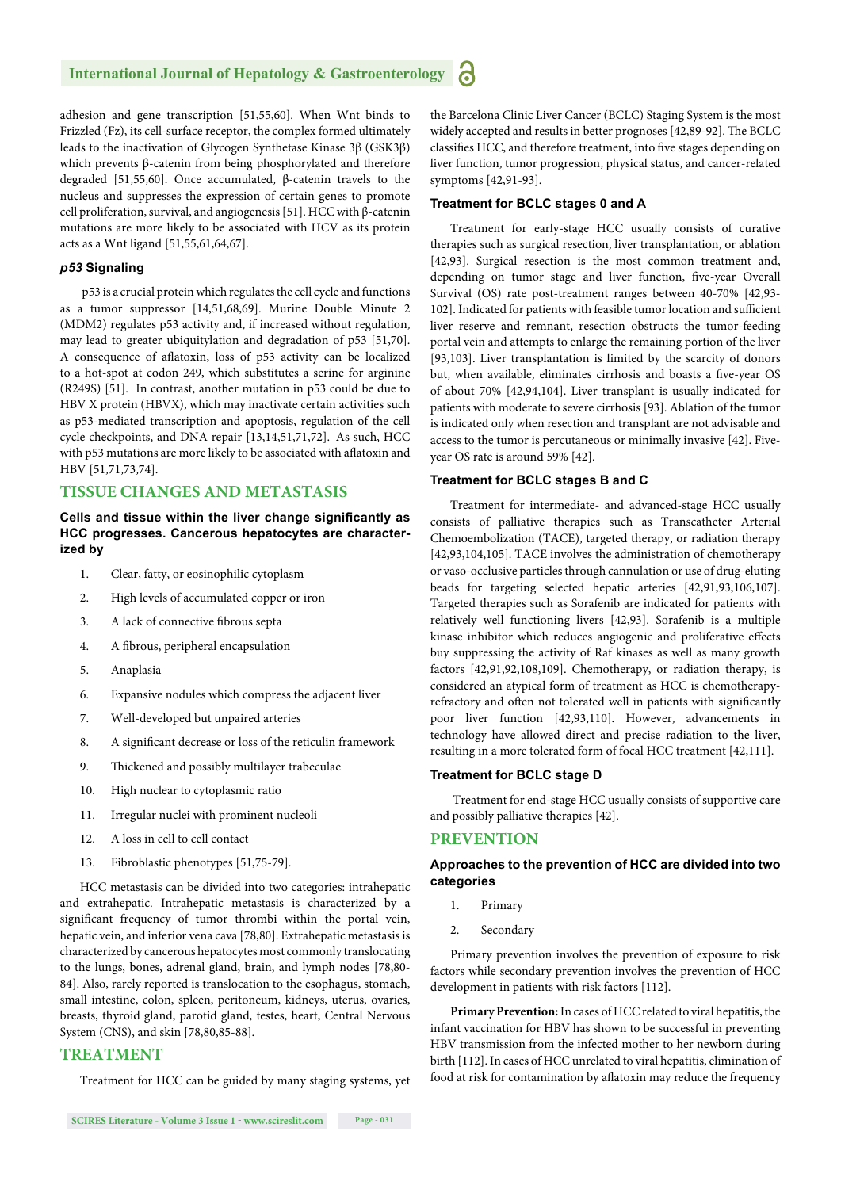adhesion and gene transcription [51,55,60]. When Wnt binds to Frizzled (Fz), its cell-surface receptor, the complex formed ultimately leads to the inactivation of Glycogen Synthetase Kinase 3β (GSK3β) which prevents β-catenin from being phosphorylated and therefore degraded [51,55,60]. Once accumulated, β-catenin travels to the nucleus and suppresses the expression of certain genes to promote cell proliferation, survival, and angiogenesis [51]. HCC with β-catenin mutations are more likely to be associated with HCV as its protein acts as a Wnt ligand [51,55,61,64,67].

### *p53* Signaling

p53 is a crucial protein which regulates the cell cycle and functions as a tumor suppressor [14,51,68,69]. Murine Double Minute 2 (MDM2) regulates p53 activity and, if increased without regulation, may lead to greater ubiquitylation and degradation of p53 [51,70]. A consequence of aflatoxin, loss of p53 activity can be localized to a hot-spot at codon 249, which substitutes a serine for arginine (R249S) [51]. In contrast, another mutation in p53 could be due to HBV X protein (HBVX), which may inactivate certain activities such as p53-mediated transcription and apoptosis, regulation of the cell cycle checkpoints, and DNA repair [13,14,51,71,72]. As such, HCC with p53 mutations are more likely to be associated with aflatoxin and HBV [51,71,73,74].

## TISSUE CHANGES AND METASTASIS

### Cells and tissue within the liver change significantly as HCC progresses. Cancerous hepatocytes are characterized by

1. Clear, fatty, or eosinophilic cytoplasm
2. High levels of accumulated copper or iron
3. A lack of connective fibrous septa
4. A fibrous, peripheral encapsulation
5. Anaplasia
6. Expansive nodules which compress the adjacent liver
7. Well-developed but unpaired arteries
8. A significant decrease or loss of the reticulin framework
9. Thickened and possibly multilayer trabeculae
10. High nuclear to cytoplasmic ratio
11. Irregular nuclei with prominent nucleoli
12. A loss in cell to cell contact
13. Fibroblastic phenotypes [51,75-79].

HCC metastasis can be divided into two categories: intrahepatic and extrahepatic. Intrahepatic metastasis is characterized by a significant frequency of tumor thrombi within the portal vein, hepatic vein, and inferior vena cava [78,80]. Extrahepatic metastasis is characterized by cancerous hepatocytes most commonly translocating to the lungs, bones, adrenal gland, brain, and lymph nodes [78,80-84]. Also, rarely reported is translocation to the esophagus, stomach, small intestine, colon, spleen, peritoneum, kidneys, uterus, ovaries, breasts, thyroid gland, parotid gland, testes, heart, Central Nervous System (CNS), and skin [78,80,85-88].

## TREATMENT

Treatment for HCC can be guided by many staging systems, yet the Barcelona Clinic Liver Cancer (BCLC) Staging System is the most widely accepted and results in better prognoses [42,89-92]. The BCLC classifies HCC, and therefore treatment, into five stages depending on liver function, tumor progression, physical status, and cancer-related symptoms [42,91-93].

### Treatment for BCLC stages 0 and A

Treatment for early-stage HCC usually consists of curative therapies such as surgical resection, liver transplantation, or ablation [42,93]. Surgical resection is the most common treatment and, depending on tumor stage and liver function, five-year Overall Survival (OS) rate post-treatment ranges between 40-70% [42,93-102]. Indicated for patients with feasible tumor location and sufficient liver reserve and remnant, resection obstructs the tumor-feeding portal vein and attempts to enlarge the remaining portion of the liver [93,103]. Liver transplantation is limited by the scarcity of donors but, when available, eliminates cirrhosis and boasts a five-year OS of about 70% [42,94,104]. Liver transplant is usually indicated for patients with moderate to severe cirrhosis [93]. Ablation of the tumor is indicated only when resection and transplant are not advisable and access to the tumor is percutaneous or minimally invasive [42]. Five-year OS rate is around 59% [42].

### Treatment for BCLC stages B and C

Treatment for intermediate- and advanced-stage HCC usually consists of palliative therapies such as Transcatheter Arterial Chemoembolization (TACE), targeted therapy, or radiation therapy [42,93,104,105]. TACE involves the administration of chemotherapy or vaso-occlusive particles through cannulation or use of drug-eluting beads for targeting selected hepatic arteries [42,91,93,106,107]. Targeted therapies such as Sorafenib are indicated for patients with relatively well functioning livers [42,93]. Sorafenib is a multiple kinase inhibitor which reduces angiogenic and proliferative effects buy suppressing the activity of Raf kinases as well as many growth factors [42,91,92,108,109]. Chemotherapy, or radiation therapy, is considered an atypical form of treatment as HCC is chemotherapy-refractory and often not tolerated well in patients with significantly poor liver function [42,93,110]. However, advancements in technology have allowed direct and precise radiation to the liver, resulting in a more tolerated form of focal HCC treatment [42,111].

### Treatment for BCLC stage D

Treatment for end-stage HCC usually consists of supportive care and possibly palliative therapies [42].

## PREVENTION

### Approaches to the prevention of HCC are divided into two categories

1. Primary
2. Secondary

Primary prevention involves the prevention of exposure to risk factors while secondary prevention involves the prevention of HCC development in patients with risk factors [112].

**Primary Prevention:** In cases of HCC related to viral hepatitis, the infant vaccination for HBV has shown to be successful in preventing HBV transmission from the infected mother to her newborn during birth [112]. In cases of HCC unrelated to viral hepatitis, elimination of food at risk for contamination by aflatoxin may reduce the frequency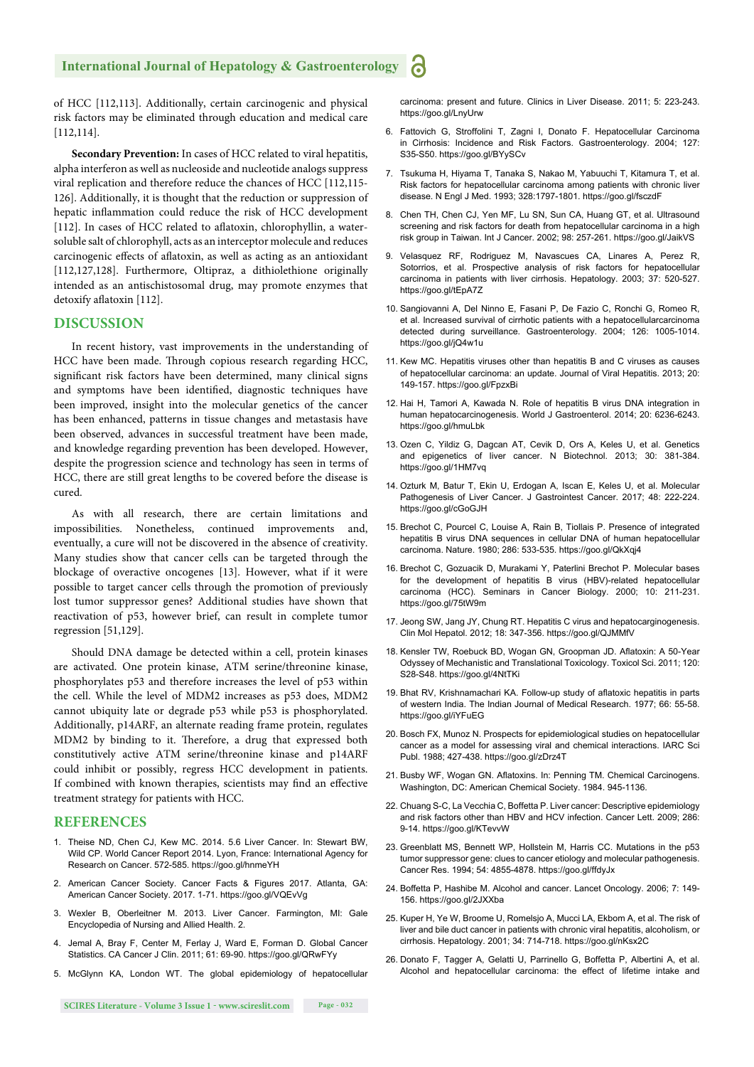of HCC [112,113]. Additionally, certain carcinogenic and physical risk factors may be eliminated through education and medical care [112,114].

**Secondary Prevention:** In cases of HCC related to viral hepatitis, alpha interferon as well as nucleoside and nucleotide analogs suppress viral replication and therefore reduce the chances of HCC [112,115-126]. Additionally, it is thought that the reduction or suppression of hepatic inflammation could reduce the risk of HCC development [112]. In cases of HCC related to aflatoxin, chlorophyllin, a water-soluble salt of chlorophyll, acts as an interceptor molecule and reduces carcinogenic effects of aflatoxin, as well as acting as an antioxidant [112,127,128]. Furthermore, Oltipraz, a dithiolethione originally intended as an antischistosomal drug, may promote enzymes that detoxify aflatoxin [112].

## DISCUSSION

In recent history, vast improvements in the understanding of HCC have been made. Through copious research regarding HCC, significant risk factors have been determined, many clinical signs and symptoms have been identified, diagnostic techniques have been improved, insight into the molecular genetics of the cancer has been enhanced, patterns in tissue changes and metastasis have been observed, advances in successful treatment have been made, and knowledge regarding prevention has been developed. However, despite the progression science and technology has seen in terms of HCC, there are still great lengths to be covered before the disease is cured.

As with all research, there are certain limitations and impossibilities. Nonetheless, continued improvements and, eventually, a cure will not be discovered in the absence of creativity. Many studies show that cancer cells can be targeted through the blockage of overactive oncogenes [13]. However, what if it were possible to target cancer cells through the promotion of previously lost tumor suppressor genes? Additional studies have shown that reactivation of p53, however brief, can result in complete tumor regression [51,129].

Should DNA damage be detected within a cell, protein kinases are activated. One protein kinase, ATM serine/threonine kinase, phosphorylates p53 and therefore increases the level of p53 within the cell. While the level of MDM2 increases as p53 does, MDM2 cannot ubiquity late or degrade p53 while p53 is phosphorylated. Additionally, p14ARF, an alternate reading frame protein, regulates MDM2 by binding to it. Therefore, a drug that expressed both constitutively active ATM serine/threonine kinase and p14ARF could inhibit or possibly, regress HCC development in patients. If combined with known therapies, scientists may find an effective treatment strategy for patients with HCC.

## REFERENCES

1. Theise ND, Chen CJ, Kew MC. 2014. 5.6 Liver Cancer. In: Stewart BW, Wild CP. World Cancer Report 2014. Lyon, France: International Agency for Research on Cancer. 572-585. https://goo.gl/hnmeYH
2. American Cancer Society. Cancer Facts & Figures 2017. Atlanta, GA: American Cancer Society. 2017. 1-71. https://goo.gl/VQEvVg
3. Wexler B, Oberleitner M. 2013. Liver Cancer. Farmington, MI: Gale Encyclopedia of Nursing and Allied Health. 2.
4. Jemal A, Bray F, Center M, Ferlay J, Ward E, Forman D. Global Cancer Statistics. CA Cancer J Clin. 2011; 61: 69-90. https://goo.gl/QRwFYy
5. McGlynn KA, London WT. The global epidemiology of hepatocellular carcinoma: present and future. Clinics in Liver Disease. 2011; 5: 223-243. https://goo.gl/LnyUrw
6. Fattovich G, Stroffolini T, Zagni I, Donato F. Hepatocellular Carcinoma in Cirrhosis: Incidence and Risk Factors. Gastroenterology. 2004; 127: S35-S50. https://goo.gl/BYySCv
7. Tsukuma H, Hiyama T, Tanaka S, Nakao M, Yabuuchi T, Kitamura T, et al. Risk factors for hepatocellular carcinoma among patients with chronic liver disease. N Engl J Med. 1993; 328:1797-1801. https://goo.gl/fsczdF
8. Chen TH, Chen CJ, Yen MF, Lu SN, Sun CA, Huang GT, et al. Ultrasound screening and risk factors for death from hepatocellular carcinoma in a high risk group in Taiwan. Int J Cancer. 2002; 98: 257-261. https://goo.gl/JaikVS
9. Velasquez RF, Rodriguez M, Navascues CA, Linares A, Perez R, Sotorrios, et al. Prospective analysis of risk factors for hepatocellular carcinoma in patients with liver cirrhosis. Hepatology. 2003; 37: 520-527. https://goo.gl/tEpA7Z
10. Sangiovanni A, Del Ninno E, Fasani P, De Fazio C, Ronchi G, Romeo R, et al. Increased survival of cirrhotic patients with a hepatocellularcarcinoma detected during surveillance. Gastroenterology. 2004; 126: 1005-1014. https://goo.gl/jQ4w1u
11. Kew MC. Hepatitis viruses other than hepatitis B and C viruses as causes of hepatocellular carcinoma: an update. Journal of Viral Hepatitis. 2013; 20: 149-157. https://goo.gl/FpzxBi
12. Hai H, Tamori A, Kawada N. Role of hepatitis B virus DNA integration in human hepatocarcinogenesis. World J Gastroenterol. 2014; 20: 6236-6243. https://goo.gl/hmuLbk
13. Ozen C, Yildiz G, Dagcan AT, Cevik D, Ors A, Keles U, et al. Genetics and epigenetics of liver cancer. N Biotechnol. 2013; 30: 381-384. https://goo.gl/1HM7vq
14. Ozturk M, Batur T, Ekin U, Erdogan A, Iscan E, Keles U, et al. Molecular Pathogenesis of Liver Cancer. J Gastrointest Cancer. 2017; 48: 222-224. https://goo.gl/cGoGJH
15. Brechot C, Pourcel C, Louise A, Rain B, Tiollais P. Presence of integrated hepatitis B virus DNA sequences in cellular DNA of human hepatocellular carcinoma. Nature. 1980; 286: 533-535. https://goo.gl/QkXqj4
16. Brechot C, Gozuacik D, Murakami Y, Paterlini Brechot P. Molecular bases for the development of hepatitis B virus (HBV)-related hepatocellular carcinoma (HCC). Seminars in Cancer Biology. 2000; 10: 211-231. https://goo.gl/75tW9m
17. Jeong SW, Jang JY, Chung RT. Hepatitis C virus and hepatocarginogenesis. Clin Mol Hepatol. 2012; 18: 347-356. https://goo.gl/QJMMfV
18. Kensler TW, Roebuck BD, Wogan GN, Groopman JD. Aflatoxin: A 50-Year Odyssey of Mechanistic and Translational Toxicology. Toxicol Sci. 2011; 120: S28-S48. https://goo.gl/4NtTKi
19. Bhat RV, Krishnamachari KA. Follow-up study of aflatoxic hepatitis in parts of western India. The Indian Journal of Medical Research. 1977; 66: 55-58. https://goo.gl/iYFuEG
20. Bosch FX, Munoz N. Prospects for epidemiological studies on hepatocellular cancer as a model for assessing viral and chemical interactions. IARC Sci Publ. 1988; 427-438. https://goo.gl/zDrz4T
21. Busby WF, Wogan GN. Aflatoxins. In: Penning TM. Chemical Carcinogens. Washington, DC: American Chemical Society. 1984. 945-1136.
22. Chuang S-C, La Vecchia C, Boffetta P. Liver cancer: Descriptive epidemiology and risk factors other than HBV and HCV infection. Cancer Lett. 2009; 286: 9-14. https://goo.gl/KTevvW
23. Greenblatt MS, Bennett WP, Hollstein M, Harris CC. Mutations in the p53 tumor suppressor gene: clues to cancer etiology and molecular pathogenesis. Cancer Res. 1994; 54: 4855-4878. https://goo.gl/ffdyJx
24. Boffetta P, Hashibe M. Alcohol and cancer. Lancet Oncology. 2006; 7: 149-156. https://goo.gl/2JXXba
25. Kuper H, Ye W, Broome U, Romelsjo A, Mucci LA, Ekbom A, et al. The risk of liver and bile duct cancer in patients with chronic viral hepatitis, alcoholism, or cirrhosis. Hepatology. 2001; 34: 714-718. https://goo.gl/nKsx2C
26. Donato F, Tagger A, Gelatti U, Parrinello G, Boffetta P, Albertini A, et al. Alcohol and hepatocellular carcinoma: the effect of lifetime intake and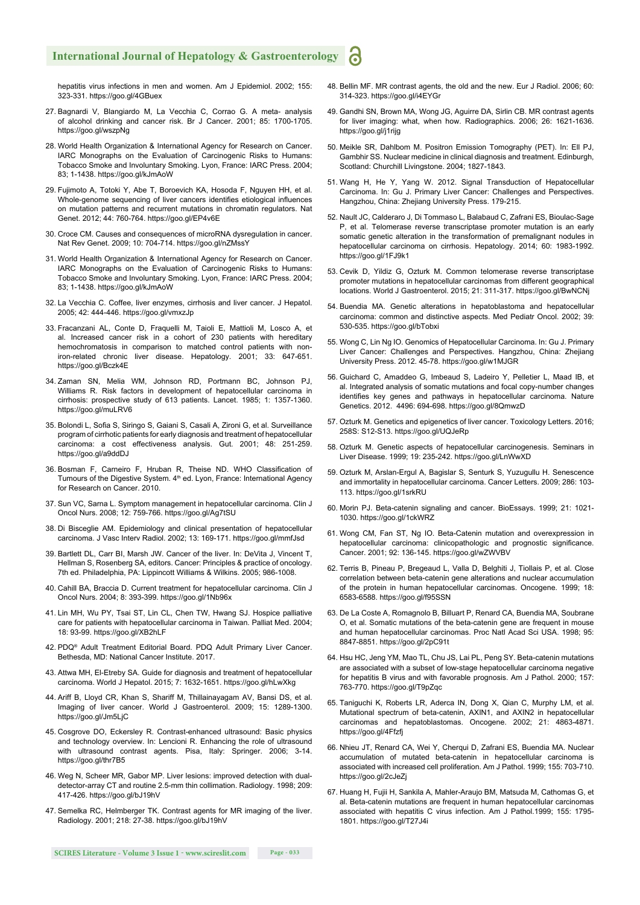hepatitis virus infections in men and women. Am J Epidemiol. 2002; 155: 323-331. https://goo.gl/4GBuex

27. Bagnardi V, Blangiardo M, La Vecchia C, Corrao G. A meta- analysis of alcohol drinking and cancer risk. Br J Cancer. 2001; 85: 1700-1705. https://goo.gl/wszpNg

28. World Health Organization & International Agency for Research on Cancer. IARC Monographs on the Evaluation of Carcinogenic Risks to Humans: Tobacco Smoke and Involuntary Smoking. Lyon, France: IARC Press. 2004; 83; 1-1438. https://goo.gl/kJmAoW

29. Fujimoto A, Totoki Y, Abe T, Boroevich KA, Hosoda F, Nguyen HH, et al. Whole-genome sequencing of liver cancers identifies etiological influences on mutation patterns and recurrent mutations in chromatin regulators. Nat Genet. 2012; 44: 760-764. https://goo.gl/EP4v6E

30. Croce CM. Causes and consequences of microRNA dysregulation in cancer. Nat Rev Genet. 2009; 10: 704-714. https://goo.gl/nZMssY

31. World Health Organization & International Agency for Research on Cancer. IARC Monographs on the Evaluation of Carcinogenic Risks to Humans: Tobacco Smoke and Involuntary Smoking. Lyon, France: IARC Press. 2004; 83; 1-1438. https://goo.gl/kJmAoW

32. La Vecchia C. Coffee, liver enzymes, cirrhosis and liver cancer. J Hepatol. 2005; 42: 444-446. https://goo.gl/vmxzJp

33. Fracanzani AL, Conte D, Fraquelli M, Taioli E, Mattioli M, Losco A, et al. Increased cancer risk in a cohort of 230 patients with hereditary hemochromatosis in comparison to matched control patients with non-iron-related chronic liver disease. Hepatology. 2001; 33: 647-651. https://goo.gl/Bczk4E

34. Zaman SN, Melia WM, Johnson RD, Portmann BC, Johnson PJ, Williams R. Risk factors in development of hepatocellular carcinoma in cirrhosis: prospective study of 613 patients. Lancet. 1985; 1: 1357-1360. https://goo.gl/muLRV6

35. Bolondi L, Sofia S, Siringo S, Gaiani S, Casali A, Zironi G, et al. Surveillance program of cirrhotic patients for early diagnosis and treatment of hepatocellular carcinoma: a cost effectiveness analysis. Gut. 2001; 48: 251-259. https://goo.gl/a9ddDJ

36. Bosman F, Carneiro F, Hruban R, Theise ND. WHO Classification of Tumours of the Digestive System. 4th ed. Lyon, France: International Agency for Research on Cancer. 2010.

37. Sun VC, Sarna L. Symptom management in hepatocellular carcinoma. Clin J Oncol Nurs. 2008; 12: 759-766. https://goo.gl/Ag7tSU

38. Di Bisceglie AM. Epidemiology and clinical presentation of hepatocellular carcinoma. J Vasc Interv Radiol. 2002; 13: 169-171. https://goo.gl/mmfJsd

39. Bartlett DL, Carr BI, Marsh JW. Cancer of the liver. In: DeVita J, Vincent T, Hellman S, Rosenberg SA, editors. Cancer: Principles & practice of oncology. 7th ed. Philadelphia, PA: Lippincott Williams & Wilkins. 2005; 986-1008.

40. Cahill BA, Braccia D. Current treatment for hepatocellular carcinoma. Clin J Oncol Nurs. 2004; 8: 393-399. https://goo.gl/1Nb96x

41. Lin MH, Wu PY, Tsai ST, Lin CL, Chen TW, Hwang SJ. Hospice palliative care for patients with hepatocellular carcinoma in Taiwan. Palliat Med. 2004; 18: 93-99. https://goo.gl/XB2hLF

42. PDQ® Adult Treatment Editorial Board. PDQ Adult Primary Liver Cancer. Bethesda, MD: National Cancer Institute. 2017.

43. Attwa MH, El-Etreby SA. Guide for diagnosis and treatment of hepatocellular carcinoma. World J Hepatol. 2015; 7: 1632-1651. https://goo.gl/hLwXkg

44. Ariff B, Lloyd CR, Khan S, Shariff M, Thillainayagam AV, Bansi DS, et al. Imaging of liver cancer. World J Gastroenterol. 2009; 15: 1289-1300. https://goo.gl/Jm5LjC

45. Cosgrove DO, Eckersley R. Contrast-enhanced ultrasound: Basic physics and technology overview. In: Lencioni R. Enhancing the role of ultrasound with ultrasound contrast agents. Pisa, Italy: Springer. 2006; 3-14. https://goo.gl/thr7B5

46. Weg N, Scheer MR, Gabor MP. Liver lesions: improved detection with dual-detector-array CT and routine 2.5-mm thin collimation. Radiology. 1998; 209: 417-426. https://goo.gl/bJ19hV

47. Semelka RC, Helmberger TK. Contrast agents for MR imaging of the liver. Radiology. 2001; 218: 27-38. https://goo.gl/bJ19hV

48. Bellin MF. MR contrast agents, the old and the new. Eur J Radiol. 2006; 60: 314-323. https://goo.gl/i4EYGr

49. Gandhi SN, Brown MA, Wong JG, Aguirre DA, Sirlin CB. MR contrast agents for liver imaging: what, when how. Radiographics. 2006; 26: 1621-1636. https://goo.gl/j1rijg

50. Meikle SR, Dahlbom M. Positron Emission Tomography (PET). In: Ell PJ, Gambhir SS. Nuclear medicine in clinical diagnosis and treatment. Edinburgh, Scotland: Churchill Livingstone. 2004; 1827-1843.

51. Wang H, He Y, Yang W. 2012. Signal Transduction of Hepatocellular Carcinoma. In: Gu J. Primary Liver Cancer: Challenges and Perspectives. Hangzhou, China: Zhejiang University Press. 179-215.

52. Nault JC, Calderaro J, Di Tommaso L, Balabaud C, Zafrani ES, Bioulac-Sage P, et al. Telomerase reverse transcriptase promoter mutation is an early somatic genetic alteration in the transformation of premalignant nodules in hepatocellular carcinoma on cirrhosis. Hepatology. 2014; 60: 1983-1992. https://goo.gl/1FJ9k1

53. Cevik D, Yildiz G, Ozturk M. Common telomerase reverse transcriptase promoter mutations in hepatocellular carcinomas from different geographical locations. World J Gastroenterol. 2015; 21: 311-317. https://goo.gl/BwNCNj

54. Buendia MA. Genetic alterations in hepatoblastoma and hepatocellular carcinoma: common and distinctive aspects. Med Pediatr Oncol. 2002; 39: 530-535. https://goo.gl/bTobxi

55. Wong C, Lin Ng IO. Genomics of Hepatocellular Carcinoma. In: Gu J. Primary Liver Cancer: Challenges and Perspectives. Hangzhou, China: Zhejiang University Press. 2012. 45-78. https://goo.gl/w1MJGR

56. Guichard C, Amaddeo G, Imbeaud S, Ladeiro Y, Pelletier L, Maad IB, et al. Integrated analysis of somatic mutations and focal copy-number changes identifies key genes and pathways in hepatocellular carcinoma. Nature Genetics. 2012. 4496: 694-698. https://goo.gl/8QmwzD

57. Ozturk M. Genetics and epigenetics of liver cancer. Toxicology Letters. 2016; 258S: S12-S13. https://goo.gl/UQJeRp

58. Ozturk M. Genetic aspects of hepatocellular carcinogenesis. Seminars in Liver Disease. 1999; 19: 235-242. https://goo.gl/LnWwXD

59. Ozturk M, Arslan-Ergul A, Bagislar S, Senturk S, Yuzugullu H. Senescence and immortality in hepatocellular carcinoma. Cancer Letters. 2009; 286: 103-113. https://goo.gl/1srkRU

60. Morin PJ. Beta-catenin signaling and cancer. BioEssays. 1999; 21: 1021-1030. https://goo.gl/1ckWRZ

61. Wong CM, Fan ST, Ng IO. Beta-Catenin mutation and overexpression in hepatocellular carcinoma: clinicopathologic and prognostic significance. Cancer. 2001; 92: 136-145. https://goo.gl/wZWVBV

62. Terris B, Pineau P, Bregeaud L, Valla D, Belghiti J, Tiollais P, et al. Close correlation between beta-catenin gene alterations and nuclear accumulation of the protein in human hepatocellular carcinomas. Oncogene. 1999; 18: 6583-6588. https://goo.gl/f95SSN

63. De La Coste A, Romagnolo B, Billuart P, Renard CA, Buendia MA, Soubrane O, et al. Somatic mutations of the beta-catenin gene are frequent in mouse and human hepatocellular carcinomas. Proc Natl Acad Sci USA. 1998; 95: 8847-8851. https://goo.gl/2pC91t

64. Hsu HC, Jeng YM, Mao TL, Chu JS, Lai PL, Peng SY. Beta-catenin mutations are associated with a subset of low-stage hepatocellular carcinoma negative for hepatitis B virus and with favorable prognosis. Am J Pathol. 2000; 157: 763-770. https://goo.gl/T9pZqc

65. Taniguchi K, Roberts LR, Aderca IN, Dong X, Qian C, Murphy LM, et al. Mutational spectrum of beta-catenin, AXIN1, and AXIN2 in hepatocellular carcinomas and hepatoblastomas. Oncogene. 2002; 21: 4863-4871. https://goo.gl/4Ffzfj

66. Nhieu JT, Renard CA, Wei Y, Cherqui D, Zafrani ES, Buendia MA. Nuclear accumulation of mutated beta-catenin in hepatocellular carcinoma is associated with increased cell proliferation. Am J Pathol. 1999; 155: 703-710. https://goo.gl/2cJeZj

67. Huang H, Fujii H, Sankila A, Mahler-Araujo BM, Matsuda M, Cathomas G, et al. Beta-catenin mutations are frequent in human hepatocellular carcinomas associated with hepatitis C virus infection. Am J Pathol.1999; 155: 1795-1801. https://goo.gl/T27J4i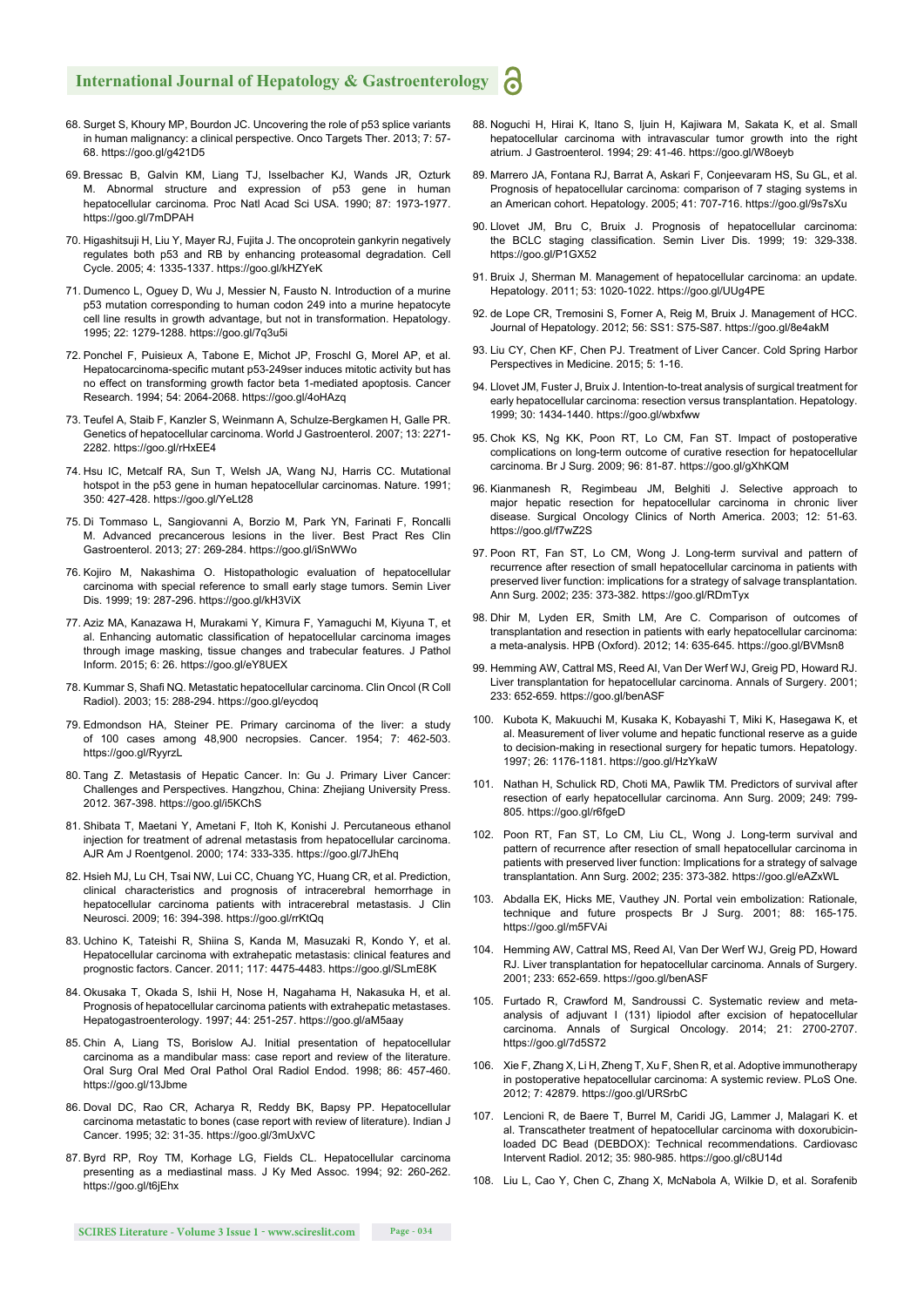68. Surget S, Khoury MP, Bourdon JC. Uncovering the role of p53 splice variants in human malignancy: a clinical perspective. Onco Targets Ther. 2013; 7: 57-68. https://goo.gl/g421D5

69. Bressac B, Galvin KM, Liang TJ, Isselbacher KJ, Wands JR, Ozturk M. Abnormal structure and expression of p53 gene in human hepatocellular carcinoma. Proc Natl Acad Sci USA. 1990; 87: 1973-1977. https://goo.gl/7mDPAH

70. Higashitsuji H, Liu Y, Mayer RJ, Fujita J. The oncoprotein gankyrin negatively regulates both p53 and RB by enhancing proteasomal degradation. Cell Cycle. 2005; 4: 1335-1337. https://goo.gl/kHZYeK

71. Dumenco L, Oguey D, Wu J, Messier N, Fausto N. Introduction of a murine p53 mutation corresponding to human codon 249 into a murine hepatocyte cell line results in growth advantage, but not in transformation. Hepatology. 1995; 22: 1279-1288. https://goo.gl/7q3u5i

72. Ponchel F, Puisieux A, Tabone E, Michot JP, Froschl G, Morel AP, et al. Hepatocarcinoma-specific mutant p53-249ser induces mitotic activity but has no effect on transforming growth factor beta 1-mediated apoptosis. Cancer Research. 1994; 54: 2064-2068. https://goo.gl/4oHAzq

73. Teufel A, Staib F, Kanzler S, Weinmann A, Schulze-Bergkamen H, Galle PR. Genetics of hepatocellular carcinoma. World J Gastroenterol. 2007; 13: 2271-2282. https://goo.gl/rHxEE4

74. Hsu IC, Metcalf RA, Sun T, Welsh JA, Wang NJ, Harris CC. Mutational hotspot in the p53 gene in human hepatocellular carcinomas. Nature. 1991; 350: 427-428. https://goo.gl/YeLt28

75. Di Tommaso L, Sangiovanni A, Borzio M, Park YN, Farinati F, Roncalli M. Advanced precancerous lesions in the liver. Best Pract Res Clin Gastroenterol. 2013; 27: 269-284. https://goo.gl/iSnWWo

76. Kojiro M, Nakashima O. Histopathologic evaluation of hepatocellular carcinoma with special reference to small early stage tumors. Semin Liver Dis. 1999; 19: 287-296. https://goo.gl/kH3ViX

77. Aziz MA, Kanazawa H, Murakami Y, Kimura F, Yamaguchi M, Kiyuna T, et al. Enhancing automatic classification of hepatocellular carcinoma images through image masking, tissue changes and trabecular features. J Pathol Inform. 2015; 6: 26. https://goo.gl/eY8UEX

78. Kummar S, Shafi NQ. Metastatic hepatocellular carcinoma. Clin Oncol (R Coll Radiol). 2003; 15: 288-294. https://goo.gl/eycdoq

79. Edmondson HA, Steiner PE. Primary carcinoma of the liver: a study of 100 cases among 48,900 necropsies. Cancer. 1954; 7: 462-503. https://goo.gl/RyyrzL

80. Tang Z. Metastasis of Hepatic Cancer. In: Gu J. Primary Liver Cancer: Challenges and Perspectives. Hangzhou, China: Zhejiang University Press. 2012. 367-398. https://goo.gl/i5KChS

81. Shibata T, Maetani Y, Ametani F, Itoh K, Konishi J. Percutaneous ethanol injection for treatment of adrenal metastasis from hepatocellular carcinoma. AJR Am J Roentgenol. 2000; 174: 333-335. https://goo.gl/7JhEhq

82. Hsieh MJ, Lu CH, Tsai NW, Lui CC, Chuang YC, Huang CR, et al. Prediction, clinical characteristics and prognosis of intracerebral hemorrhage in hepatocellular carcinoma patients with intracerebral metastasis. J Clin Neurosci. 2009; 16: 394-398. https://goo.gl/rrKtQq

83. Uchino K, Tateishi R, Shiina S, Kanda M, Masuzaki R, Kondo Y, et al. Hepatocellular carcinoma with extrahepatic metastasis: clinical features and prognostic factors. Cancer. 2011; 117: 4475-4483. https://goo.gl/SLmE8K

84. Okusaka T, Okada S, Ishii H, Nose H, Nagahama H, Nakasuka H, et al. Prognosis of hepatocellular carcinoma patients with extrahepatic metastases. Hepatogastroenterology. 1997; 44: 251-257. https://goo.gl/aM5aay

85. Chin A, Liang TS, Borislow AJ. Initial presentation of hepatocellular carcinoma as a mandibular mass: case report and review of the literature. Oral Surg Oral Med Oral Pathol Oral Radiol Endod. 1998; 86: 457-460. https://goo.gl/13Jbme

86. Doval DC, Rao CR, Acharya R, Reddy BK, Bapsy PP. Hepatocellular carcinoma metastatic to bones (case report with review of literature). Indian J Cancer. 1995; 32: 31-35. https://goo.gl/3mUxVC

87. Byrd RP, Roy TM, Korhage LG, Fields CL. Hepatocellular carcinoma presenting as a mediastinal mass. J Ky Med Assoc. 1994; 92: 260-262. https://goo.gl/t6jEhx

88. Noguchi H, Hirai K, Itano S, Ijuin H, Kajiwara M, Sakata K, et al. Small hepatocellular carcinoma with intravascular tumor growth into the right atrium. J Gastroenterol. 1994; 29: 41-46. https://goo.gl/W8oeyb

89. Marrero JA, Fontana RJ, Barrat A, Askari F, Conjeevaram HS, Su GL, et al. Prognosis of hepatocellular carcinoma: comparison of 7 staging systems in an American cohort. Hepatology. 2005; 41: 707-716. https://goo.gl/9s7sXu

90. Llovet JM, Bru C, Bruix J. Prognosis of hepatocellular carcinoma: the BCLC staging classification. Semin Liver Dis. 1999; 19: 329-338. https://goo.gl/P1GX52

91. Bruix J, Sherman M. Management of hepatocellular carcinoma: an update. Hepatology. 2011; 53: 1020-1022. https://goo.gl/UUg4PE

92. de Lope CR, Tremosini S, Forner A, Reig M, Bruix J. Management of HCC. Journal of Hepatology. 2012; 56: SS1: S75-S87. https://goo.gl/8e4akM

93. Liu CY, Chen KF, Chen PJ. Treatment of Liver Cancer. Cold Spring Harbor Perspectives in Medicine. 2015; 5: 1-16.

94. Llovet JM, Fuster J, Bruix J. Intention-to-treat analysis of surgical treatment for early hepatocellular carcinoma: resection versus transplantation. Hepatology. 1999; 30: 1434-1440. https://goo.gl/wbxfww

95. Chok KS, Ng KK, Poon RT, Lo CM, Fan ST. Impact of postoperative complications on long-term outcome of curative resection for hepatocellular carcinoma. Br J Surg. 2009; 96: 81-87. https://goo.gl/gXhKQM

96. Kianmanesh R, Regimbeau JM, Belghiti J. Selective approach to major hepatic resection for hepatocellular carcinoma in chronic liver disease. Surgical Oncology Clinics of North America. 2003; 12: 51-63. https://goo.gl/f7wZ2S

97. Poon RT, Fan ST, Lo CM, Wong J. Long-term survival and pattern of recurrence after resection of small hepatocellular carcinoma in patients with preserved liver function: implications for a strategy of salvage transplantation. Ann Surg. 2002; 235: 373-382. https://goo.gl/RDmTyx

98. Dhir M, Lyden ER, Smith LM, Are C. Comparison of outcomes of transplantation and resection in patients with early hepatocellular carcinoma: a meta-analysis. HPB (Oxford). 2012; 14: 635-645. https://goo.gl/BVMsn8

99. Hemming AW, Cattral MS, Reed AI, Van Der Werf WJ, Greig PD, Howard RJ. Liver transplantation for hepatocellular carcinoma. Annals of Surgery. 2001; 233: 652-659. https://goo.gl/benASF

100. Kubota K, Makuuchi M, Kusaka K, Kobayashi T, Miki K, Hasegawa K, et al. Measurement of liver volume and hepatic functional reserve as a guide to decision-making in resectional surgery for hepatic tumors. Hepatology. 1997; 26: 1176-1181. https://goo.gl/HzYkaW

101. Nathan H, Schulick RD, Choti MA, Pawlik TM. Predictors of survival after resection of early hepatocellular carcinoma. Ann Surg. 2009; 249: 799-805. https://goo.gl/r6fgeD

102. Poon RT, Fan ST, Lo CM, Liu CL, Wong J. Long-term survival and pattern of recurrence after resection of small hepatocellular carcinoma in patients with preserved liver function: Implications for a strategy of salvage transplantation. Ann Surg. 2002; 235: 373-382. https://goo.gl/eAZxWL

103. Abdalla EK, Hicks ME, Vauthey JN. Portal vein embolization: Rationale, technique and future prospects Br J Surg. 2001; 88: 165-175. https://goo.gl/m5FVAi

104. Hemming AW, Cattral MS, Reed AI, Van Der Werf WJ, Greig PD, Howard RJ. Liver transplantation for hepatocellular carcinoma. Annals of Surgery. 2001; 233: 652-659. https://goo.gl/benASF

105. Furtado R, Crawford M, Sandroussi C. Systematic review and meta-analysis of adjuvant I (131) lipiodol after excision of hepatocellular carcinoma. Annals of Surgical Oncology. 2014; 21: 2700-2707. https://goo.gl/7d5S72

106. Xie F, Zhang X, Li H, Zheng T, Xu F, Shen R, et al. Adoptive immunotherapy in postoperative hepatocellular carcinoma: A systemic review. PLoS One. 2012; 7: 42879. https://goo.gl/URSrbC

107. Lencioni R, de Baere T, Burrel M, Caridi JG, Lammer J, Malagari K. et al. Transcatheter treatment of hepatocellular carcinoma with doxorubicin-loaded DC Bead (DEBDOX): Technical recommendations. Cardiovasc Intervent Radiol. 2012; 35: 980-985. https://goo.gl/c8U14d

108. Liu L, Cao Y, Chen C, Zhang X, McNabola A, Wilkie D, et al. Sorafenib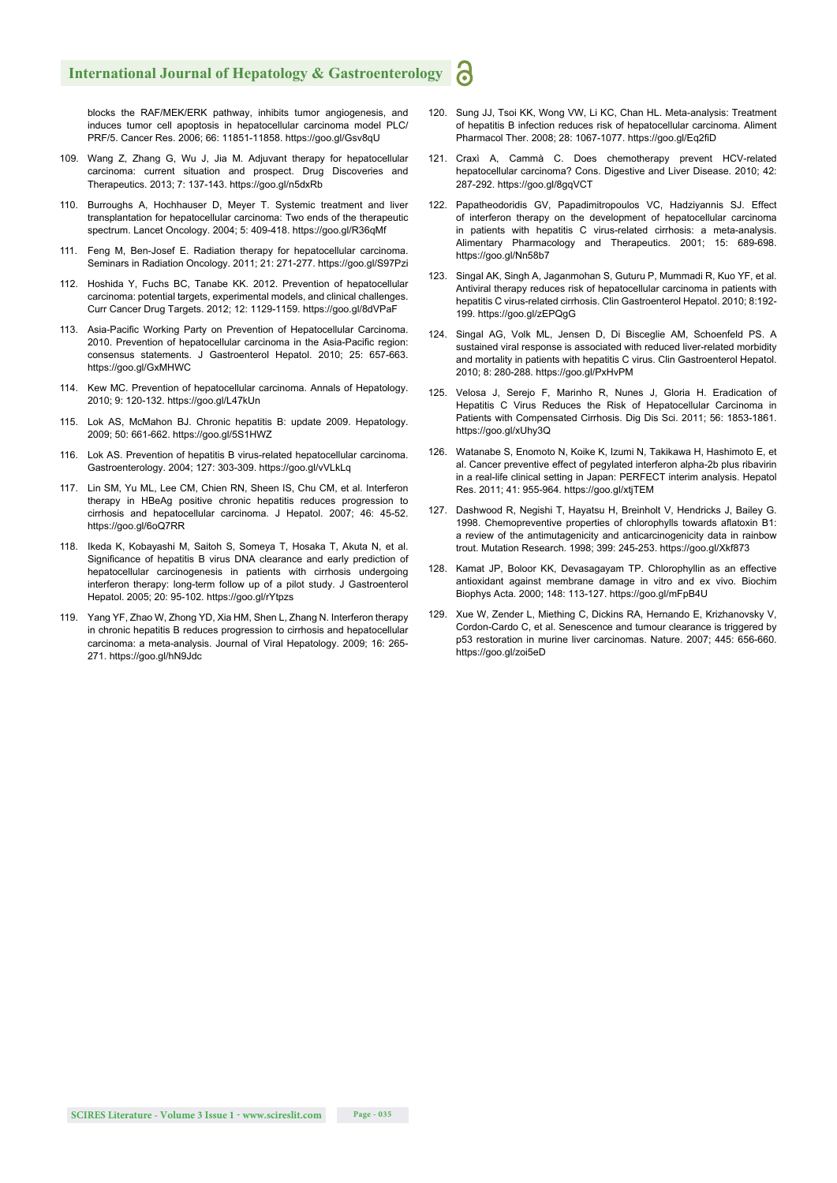blocks the RAF/MEK/ERK pathway, inhibits tumor angiogenesis, and induces tumor cell apoptosis in hepatocellular carcinoma model PLC/PRF/5. Cancer Res. 2006; 66: 11851-11858. https://goo.gl/Gsv8qU

109. Wang Z, Zhang G, Wu J, Jia M. Adjuvant therapy for hepatocellular carcinoma: current situation and prospect. Drug Discoveries and Therapeutics. 2013; 7: 137-143. https://goo.gl/n5dxRb

110. Burroughs A, Hochhauser D, Meyer T. Systemic treatment and liver transplantation for hepatocellular carcinoma: Two ends of the therapeutic spectrum. Lancet Oncology. 2004; 5: 409-418. https://goo.gl/R36qMf

111. Feng M, Ben-Josef E. Radiation therapy for hepatocellular carcinoma. Seminars in Radiation Oncology. 2011; 21: 271-277. https://goo.gl/S97Pzi

112. Hoshida Y, Fuchs BC, Tanabe KK. 2012. Prevention of hepatocellular carcinoma: potential targets, experimental models, and clinical challenges. Curr Cancer Drug Targets. 2012; 12: 1129-1159. https://goo.gl/8dVPaF

113. Asia-Pacific Working Party on Prevention of Hepatocellular Carcinoma. 2010. Prevention of hepatocellular carcinoma in the Asia-Pacific region: consensus statements. J Gastroenterol Hepatol. 2010; 25: 657-663. https://goo.gl/GxMHWC

114. Kew MC. Prevention of hepatocellular carcinoma. Annals of Hepatology. 2010; 9: 120-132. https://goo.gl/L47kUn

115. Lok AS, McMahon BJ. Chronic hepatitis B: update 2009. Hepatology. 2009; 50: 661-662. https://goo.gl/5S1HWZ

116. Lok AS. Prevention of hepatitis B virus-related hepatocellular carcinoma. Gastroenterology. 2004; 127: 303-309. https://goo.gl/vVLkLq

117. Lin SM, Yu ML, Lee CM, Chien RN, Sheen IS, Chu CM, et al. Interferon therapy in HBeAg positive chronic hepatitis reduces progression to cirrhosis and hepatocellular carcinoma. J Hepatol. 2007; 46: 45-52. https://goo.gl/6oQ7RR

118. Ikeda K, Kobayashi M, Saitoh S, Someya T, Hosaka T, Akuta N, et al. Significance of hepatitis B virus DNA clearance and early prediction of hepatocellular carcinogenesis in patients with cirrhosis undergoing interferon therapy: long-term follow up of a pilot study. J Gastroenterol Hepatol. 2005; 20: 95-102. https://goo.gl/rYtpzs

119. Yang YF, Zhao W, Zhong YD, Xia HM, Shen L, Zhang N. Interferon therapy in chronic hepatitis B reduces progression to cirrhosis and hepatocellular carcinoma: a meta-analysis. Journal of Viral Hepatology. 2009; 16: 265-271. https://goo.gl/hN9Jdc

120. Sung JJ, Tsoi KK, Wong VW, Li KC, Chan HL. Meta-analysis: Treatment of hepatitis B infection reduces risk of hepatocellular carcinoma. Aliment Pharmacol Ther. 2008; 28: 1067-1077. https://goo.gl/Eq2fiD

121. Craxì A, Cammà C. Does chemotherapy prevent HCV-related hepatocellular carcinoma? Cons. Digestive and Liver Disease. 2010; 42: 287-292. https://goo.gl/8gqVCT

122. Papatheodoridis GV, Papadimitropoulos VC, Hadziyannis SJ. Effect of interferon therapy on the development of hepatocellular carcinoma in patients with hepatitis C virus-related cirrhosis: a meta-analysis. Alimentary Pharmacology and Therapeutics. 2001; 15: 689-698. https://goo.gl/Nn58b7

123. Singal AK, Singh A, Jaganmohan S, Guturu P, Mummadi R, Kuo YF, et al. Antiviral therapy reduces risk of hepatocellular carcinoma in patients with hepatitis C virus-related cirrhosis. Clin Gastroenterol Hepatol. 2010; 8:192-199. https://goo.gl/zEPQgG

124. Singal AG, Volk ML, Jensen D, Di Bisceglie AM, Schoenfeld PS. A sustained viral response is associated with reduced liver-related morbidity and mortality in patients with hepatitis C virus. Clin Gastroenterol Hepatol. 2010; 8: 280-288. https://goo.gl/PxHvPM

125. Velosa J, Serejo F, Marinho R, Nunes J, Gloria H. Eradication of Hepatitis C Virus Reduces the Risk of Hepatocellular Carcinoma in Patients with Compensated Cirrhosis. Dig Dis Sci. 2011; 56: 1853-1861. https://goo.gl/xUhy3Q

126. Watanabe S, Enomoto N, Koike K, Izumi N, Takikawa H, Hashimoto E, et al. Cancer preventive effect of pegylated interferon alpha-2b plus ribavirin in a real-life clinical setting in Japan: PERFECT interim analysis. Hepatol Res. 2011; 41: 955-964. https://goo.gl/xtjTEM

127. Dashwood R, Negishi T, Hayatsu H, Breinholt V, Hendricks J, Bailey G. 1998. Chemopreventive properties of chlorophylls towards aflatoxin B1: a review of the antimutagenicity and anticarcinogenicity data in rainbow trout. Mutation Research. 1998; 399: 245-253. https://goo.gl/Xkf873

128. Kamat JP, Boloor KK, Devasagayam TP. Chlorophyllin as an effective antioxidant against membrane damage in vitro and ex vivo. Biochim Biophys Acta. 2000; 148: 113-127. https://goo.gl/mFpB4U

129. Xue W, Zender L, Miething C, Dickins RA, Hernando E, Krizhanovsky V, Cordon-Cardo C, et al. Senescence and tumour clearance is triggered by p53 restoration in murine liver carcinomas. Nature. 2007; 445: 656-660. https://goo.gl/zoi5eD